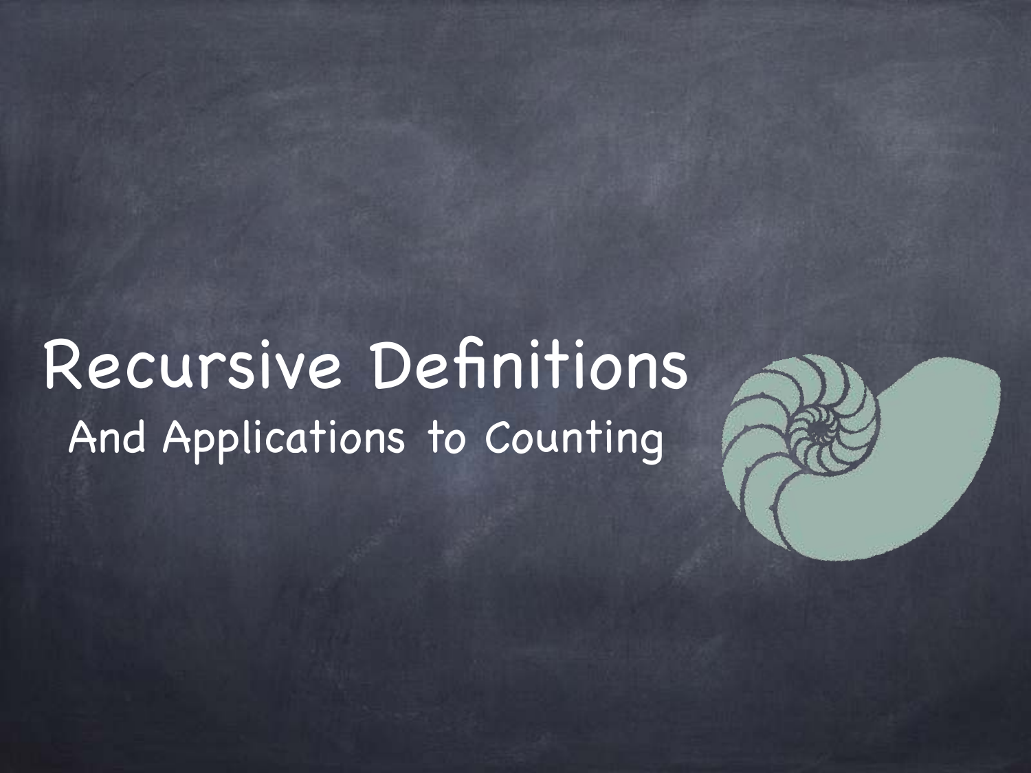# Recursive Definitions

## And Applications to Counting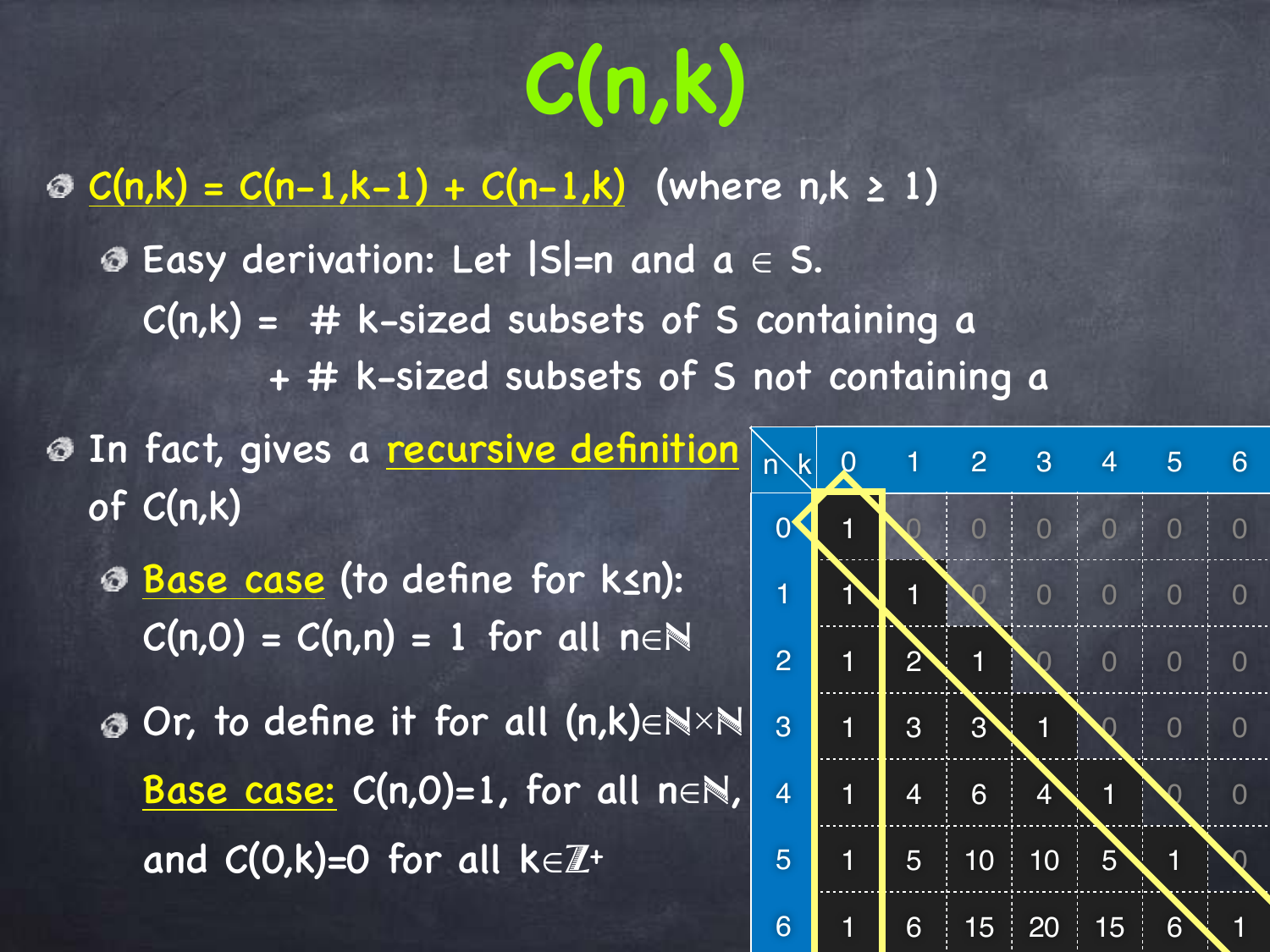# C(n,k)

- $C(n,k) = C(n-1,k-1) + C(n-1,k)$ (where $n,k \geq 1$)
  - Easy derivation: Let $|S|=n$ and $a \in S$.

    $C(n,k)$ = # k-sized subsets of S containing a

    \+ # k-sized subsets of S not containing a

- In fact, gives a recursive definition of $C(n,k)$
  - Base case (to define for $k \leq n$): $C(n,0) = C(n,n) = 1$ for all $n \in \mathbb{N}$
  - Or, to define it for all $(n,k) \in \mathbb{N} \times \mathbb{N}$

    Base case: $C(n,0)=1$, for all $n \in \mathbb{N}$, and $C(0,k)=0$ for all $k \in \mathbb{Z}^+$

| n \ k | 0 | 1 | 2 | 3 | 4 | 5 | 6 |
|---|---|---|---|---|---|---|---|
| 0 | 1 | 0 | 0 | 0 | 0 | 0 | 0 |
| 1 | 1 | 1 | 0 | 0 | 0 | 0 | 0 |
| 2 | 1 | 2 | 1 | 0 | 0 | 0 | 0 |
| 3 | 1 | 3 | 3 | 1 | 0 | 0 | 0 |
| 4 | 1 | 4 | 6 | 4 | 1 | 0 | 0 |
| 5 | 1 | 5 | 10 | 10 | 5 | 1 | 0 |
| 6 | 1 | 6 | 15 | 20 | 15 | 6 | 1 |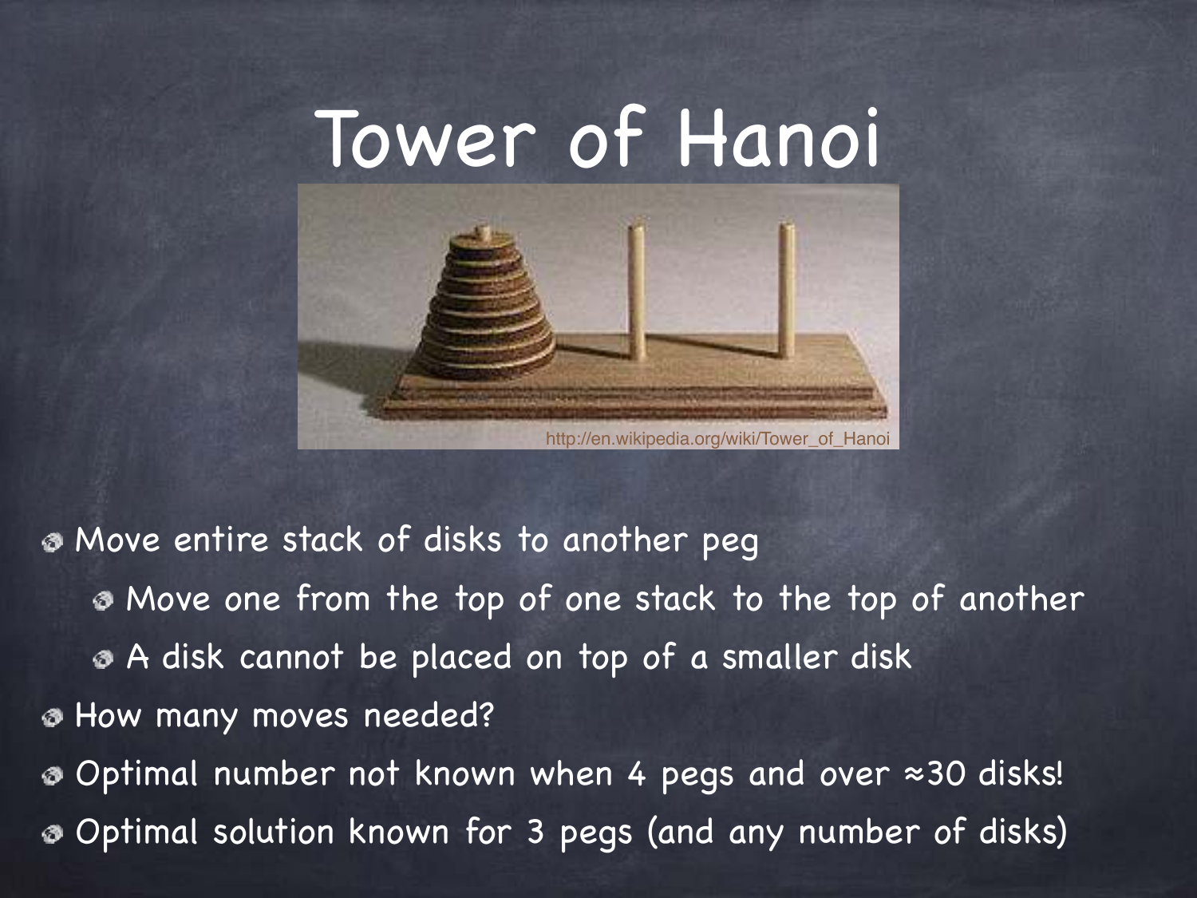# Tower of Hanoi

http://en.wikipedia.org/wiki/Tower_of_Hanoi

- Move entire stack of disks to another peg
  - Move one from the top of one stack to the top of another
  - A disk cannot be placed on top of a smaller disk
- How many moves needed?
- Optimal number not known when 4 pegs and over ≈30 disks!
- Optimal solution known for 3 pegs (and any number of disks)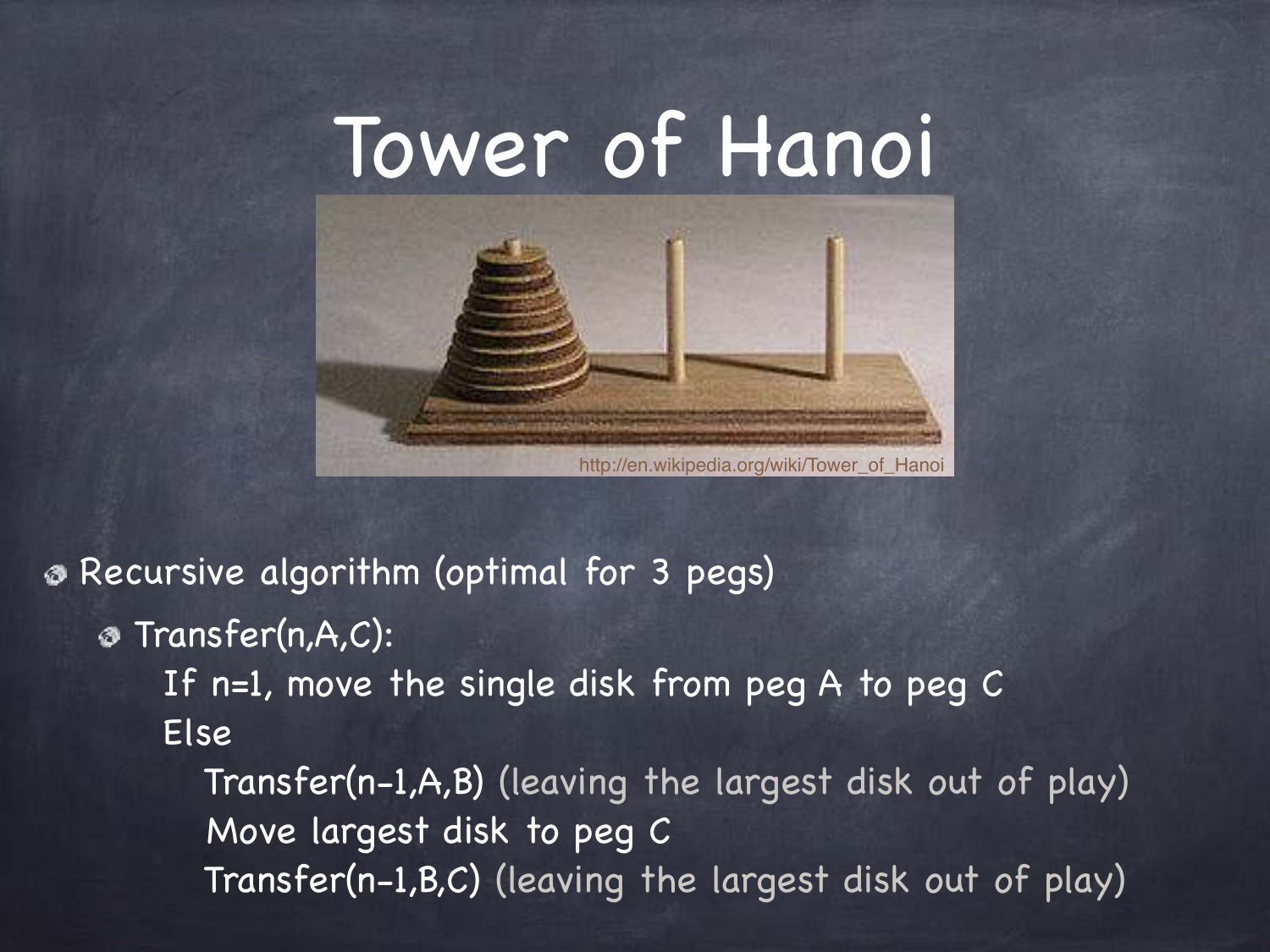# Tower of Hanoi

http://en.wikipedia.org/wiki/Tower_of_Hanoi

- Recursive algorithm (optimal for 3 pegs)
  - Transfer(n,A,C):

    If n=1, move the single disk from peg A to peg C

    Else

      Transfer(n-1,A,B) (leaving the largest disk out of play)

      Move largest disk to peg C

      Transfer(n-1,B,C) (leaving the largest disk out of play)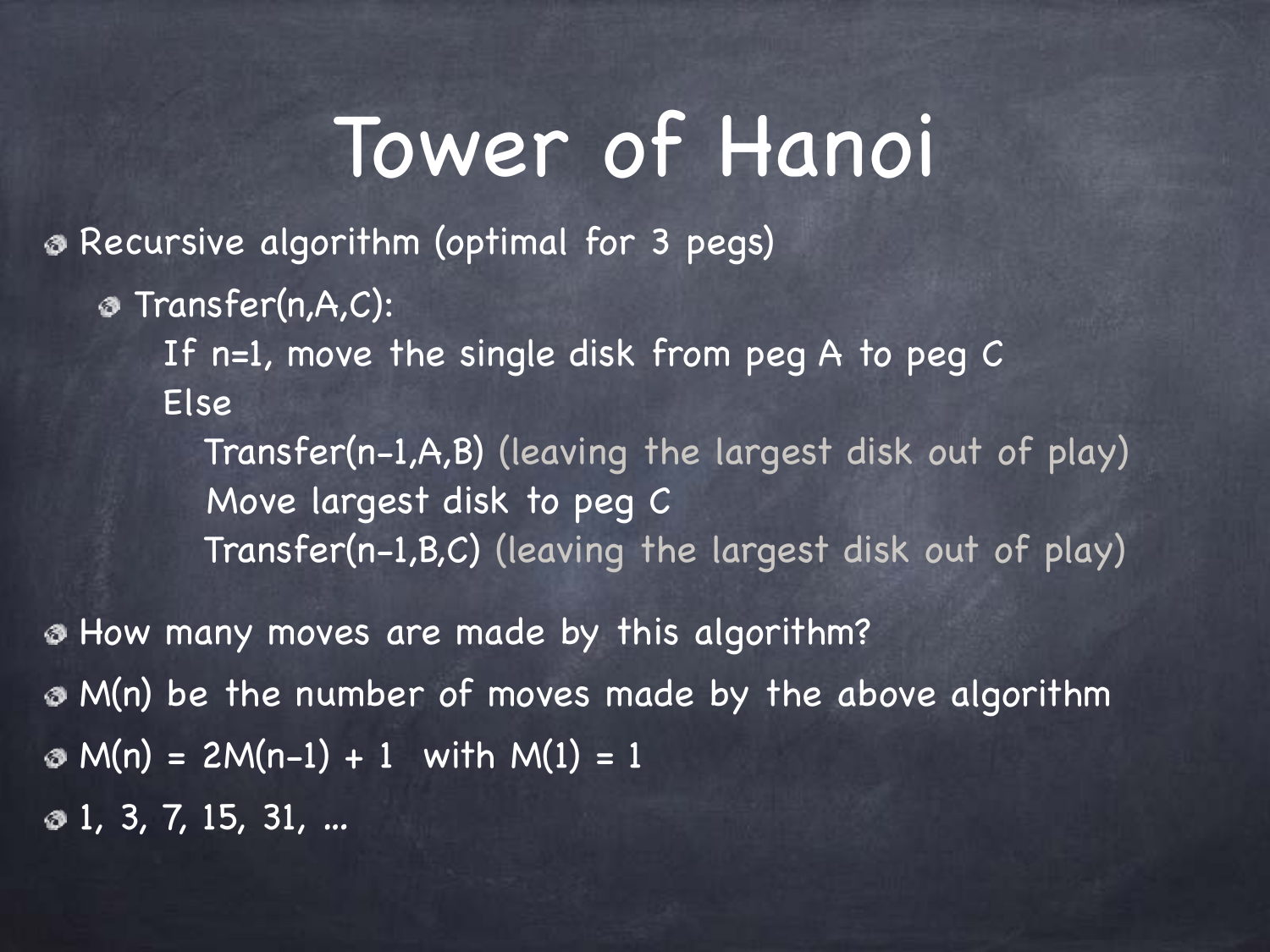# Tower of Hanoi

- Recursive algorithm (optimal for 3 pegs)
  - Transfer(n,A,C):

```
If n=1, move the single disk from peg A to peg C
Else
    Transfer(n-1,A,B) (leaving the largest disk out of play)
    Move largest disk to peg C
    Transfer(n-1,B,C) (leaving the largest disk out of play)
```

- How many moves are made by this algorithm?
- $M(n)$ be the number of moves made by the above algorithm
- $M(n) = 2M(n-1) + 1$ with $M(1) = 1$
- 1, 3, 7, 15, 31, ...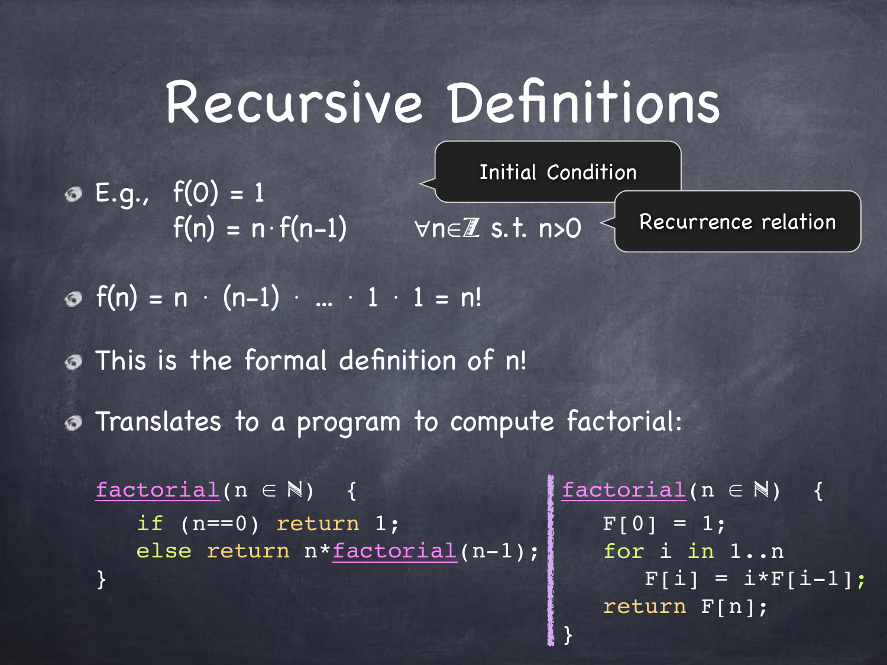# Recursive Definitions

- E.g., $f(0) = 1$ — Initial Condition

  $f(n) = n \cdot f(n-1)$ $\quad \forall n \in \mathbb{Z}$ s.t. $n > 0$ — Recurrence relation

- $f(n) = n \cdot (n-1) \cdot \ldots \cdot 1 \cdot 1 = n!$

- This is the formal definition of $n!$

- Translates to a program to compute factorial:

```
factorial(n ∈ ℕ)  {
   if (n==0) return 1;
   else return n*factorial(n-1);
}
```

```
factorial(n ∈ ℕ)  {
   F[0] = 1;
   for i in 1..n
      F[i] = i*F[i-1];
   return F[n];
}
```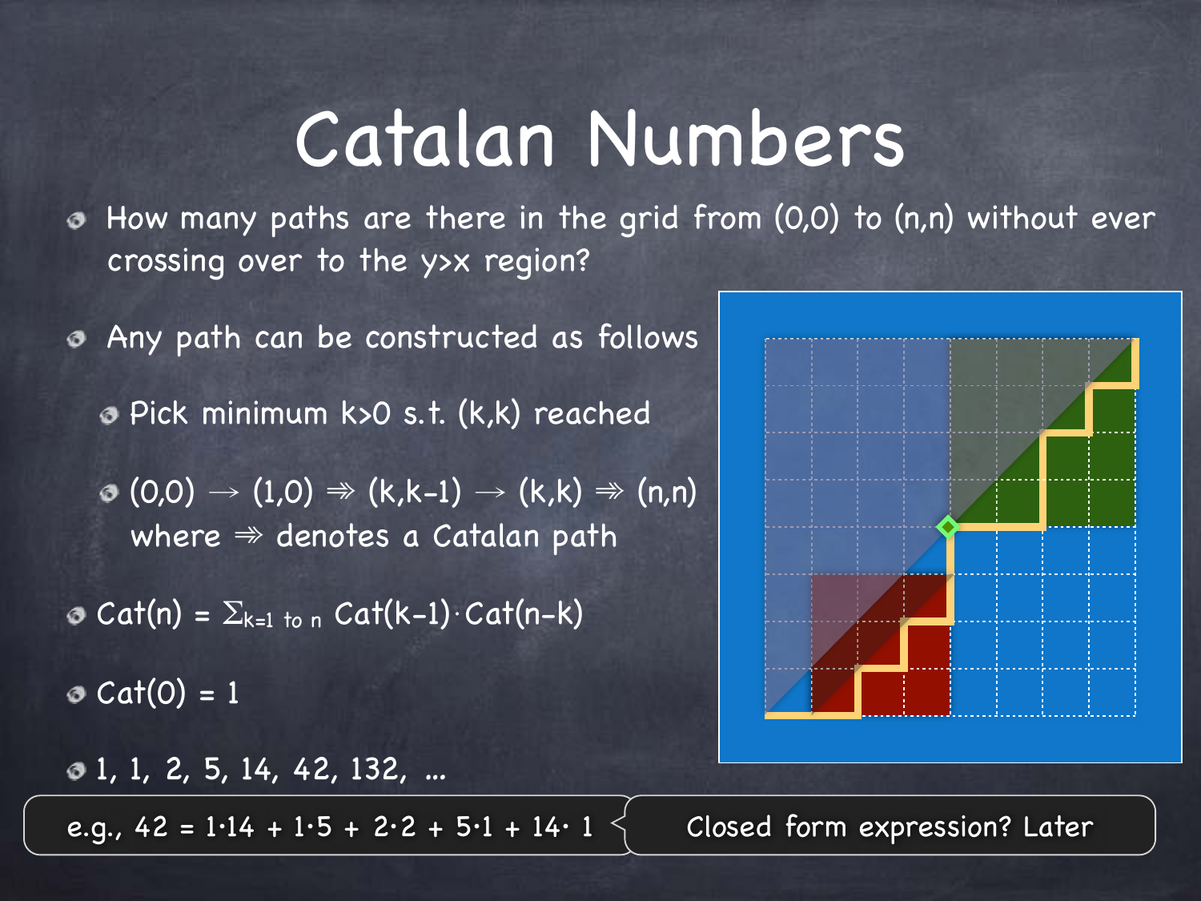# Catalan Numbers

- How many paths are there in the grid from (0,0) to (n,n) without ever crossing over to the y>x region?
- Any path can be constructed as follows
  - Pick minimum k>0 s.t. (k,k) reached
  - $(0,0) \rightarrow (1,0) \Rrightarrow (k,k-1) \rightarrow (k,k) \Rrightarrow (n,n)$ where $\Rrightarrow$ denotes a Catalan path
- $\text{Cat}(n) = \Sigma_{k=1 \text{ to } n} \text{Cat}(k-1) \cdot \text{Cat}(n-k)$
- $\text{Cat}(0) = 1$
- 1, 1, 2, 5, 14, 42, 132, ...

e.g., $42 = 1 \cdot 14 + 1 \cdot 5 + 2 \cdot 2 + 5 \cdot 1 + 14 \cdot 1$

Closed form expression? Later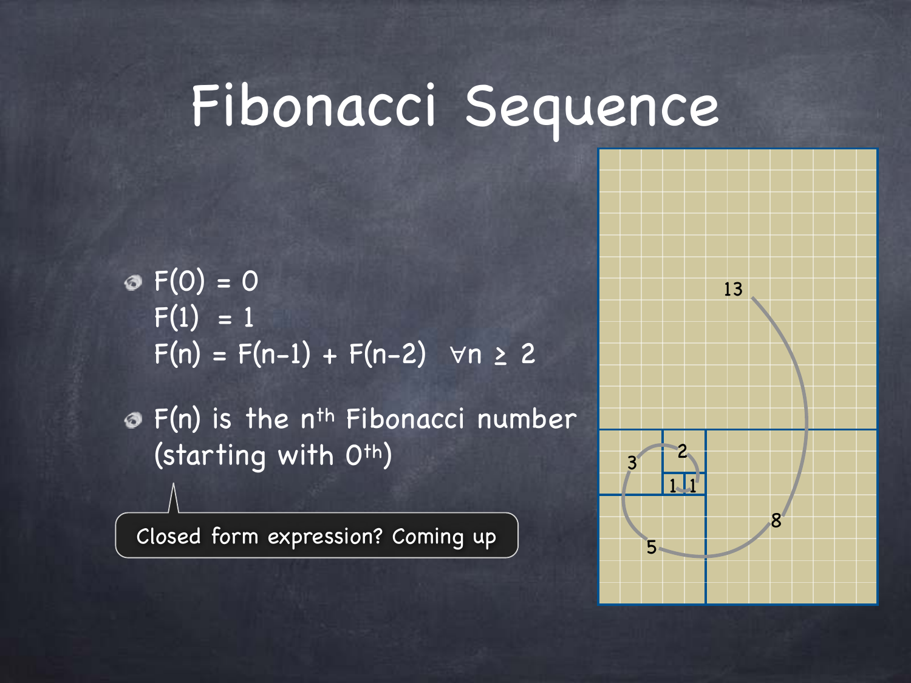# Fibonacci Sequence

- $F(0) = 0$
  $F(1) = 1$
  $F(n) = F(n-1) + F(n-2) \quad \forall n \geq 2$
- $F(n)$ is the $n^{th}$ Fibonacci number (starting with $0^{th}$)

Closed form expression? Coming up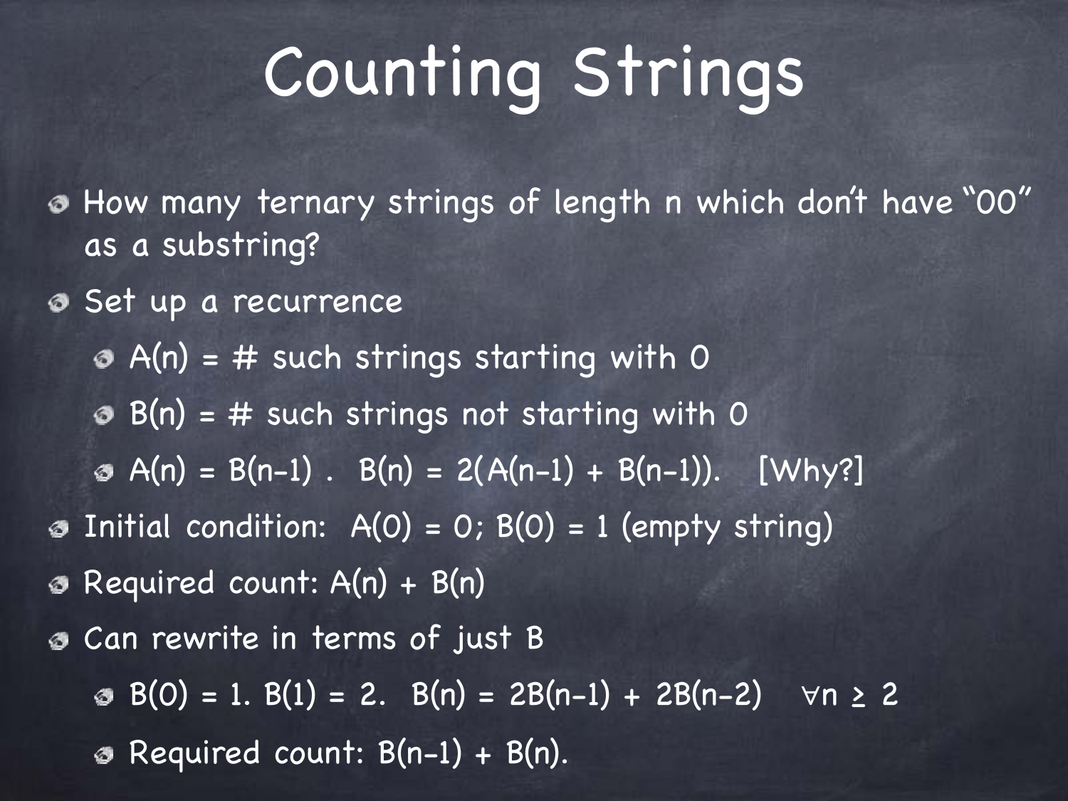# Counting Strings

- How many ternary strings of length n which don't have "00" as a substring?
- Set up a recurrence
  - $A(n)$ = # such strings starting with 0
  - $B(n)$ = # such strings not starting with 0
  - $A(n) = B(n-1)$ . $B(n) = 2(A(n-1) + B(n-1))$. [Why?]
- Initial condition: $A(0) = 0$; $B(0) = 1$ (empty string)
- Required count: $A(n) + B(n)$
- Can rewrite in terms of just B
  - $B(0) = 1$. $B(1) = 2$. $B(n) = 2B(n-1) + 2B(n-2)$ $\forall n \geq 2$
  - Required count: $B(n-1) + B(n)$.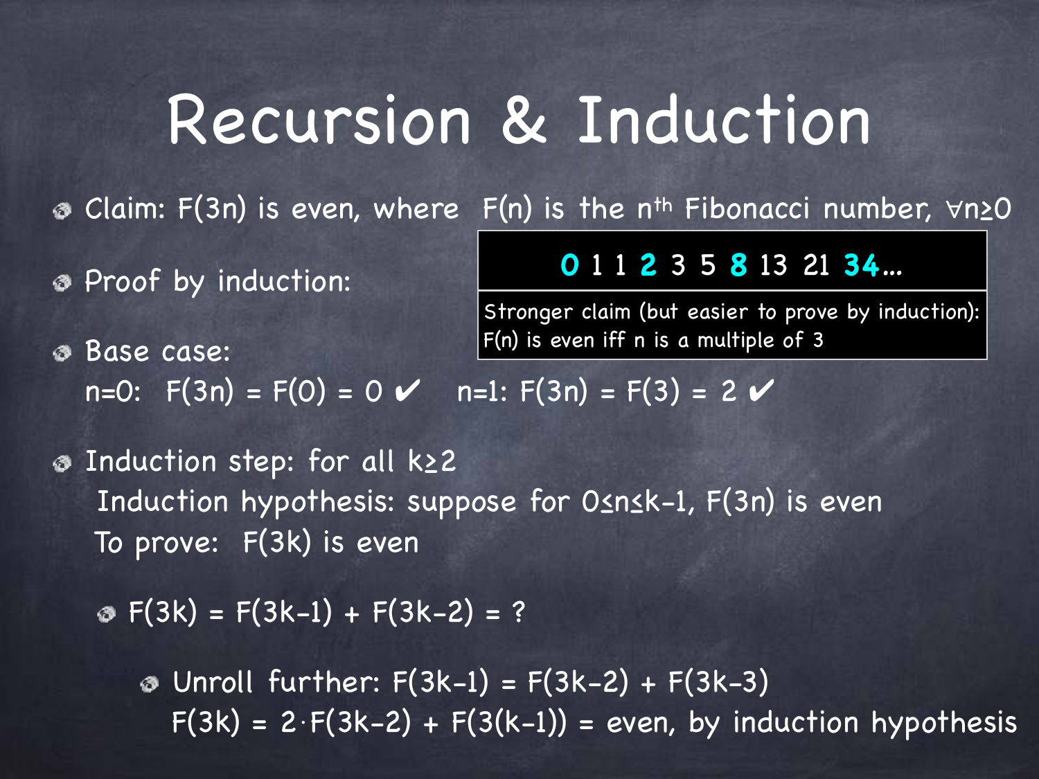# Recursion & Induction

- Claim: $F(3n)$ is even, where $F(n)$ is the $n^{th}$ Fibonacci number, $\forall n \geq 0$

**0** 1 1 **2** 3 5 **8** 13 21 **34**...

Stronger claim (but easier to prove by induction): $F(n)$ is even iff $n$ is a multiple of 3

- Proof by induction:
- Base case:
  $n=0$: $F(3n) = F(0) = 0$ ✔ $n=1$: $F(3n) = F(3) = 2$ ✔
- Induction step: for all $k \geq 2$
  Induction hypothesis: suppose for $0 \leq n \leq k-1$, $F(3n)$ is even
  To prove: $F(3k)$ is even
  - $F(3k) = F(3k-1) + F(3k-2) = ?$
    - Unroll further: $F(3k-1) = F(3k-2) + F(3k-3)$
      $F(3k) = 2 \cdot F(3k-2) + F(3(k-1))$ = even, by induction hypothesis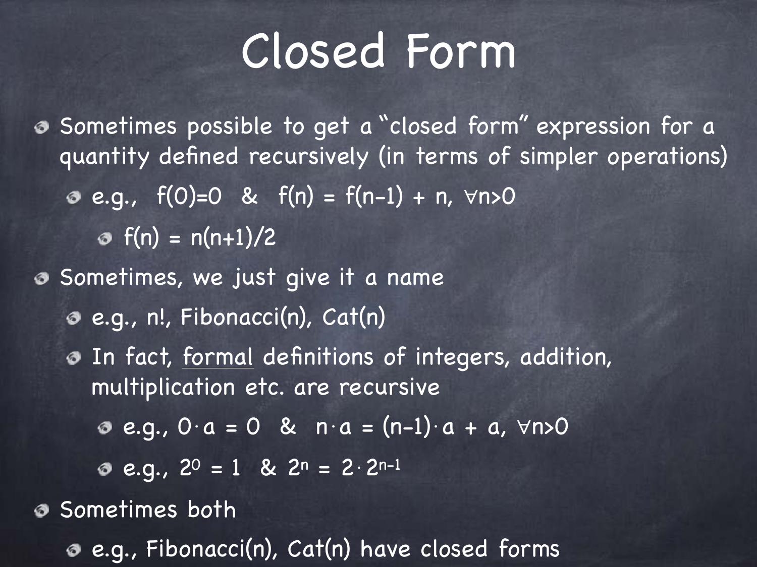# Closed Form

- Sometimes possible to get a "closed form" expression for a quantity defined recursively (in terms of simpler operations)
  - e.g., $f(0)=0$ & $f(n) = f(n-1) + n, \forall n>0$
    - $f(n) = n(n+1)/2$
- Sometimes, we just give it a name
  - e.g., $n!$, Fibonacci(n), Cat(n)
  - In fact, formal definitions of integers, addition, multiplication etc. are recursive
    - e.g., $0 \cdot a = 0$ & $n \cdot a = (n-1) \cdot a + a, \forall n>0$
    - e.g., $2^0 = 1$ & $2^n = 2 \cdot 2^{n-1}$
- Sometimes both
  - e.g., Fibonacci(n), Cat(n) have closed forms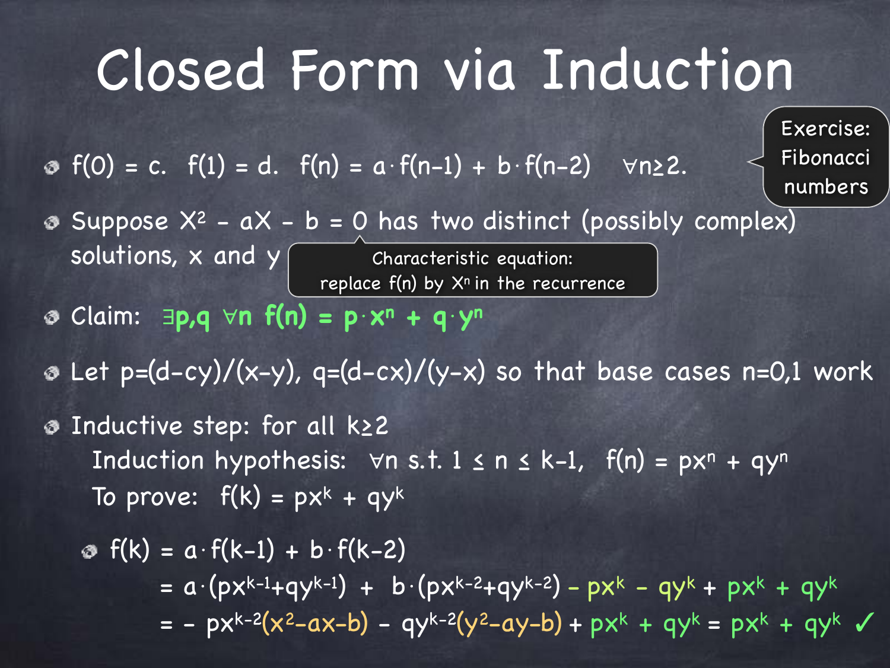# Closed Form via Induction

> Exercise: Fibonacci numbers

- $f(0) = c$. $f(1) = d$. $f(n) = a \cdot f(n-1) + b \cdot f(n-2)$ $\forall n \geq 2$.
- Suppose $X^2 - aX - b = 0$ has two distinct (possibly complex) solutions, $x$ and $y$

  > Characteristic equation: replace $f(n)$ by $X^n$ in the recurrence

- Claim: $\exists p,q \; \forall n \; f(n) = p \cdot x^n + q \cdot y^n$
- Let $p=(d-cy)/(x-y)$, $q=(d-cx)/(y-x)$ so that base cases $n=0,1$ work
- Inductive step: for all $k \geq 2$

  Induction hypothesis: $\forall n$ s.t. $1 \leq n \leq k-1$, $f(n) = px^n + qy^n$

  To prove: $f(k) = px^k + qy^k$

  - $$\begin{aligned} f(k) &= a \cdot f(k-1) + b \cdot f(k-2) \\ &= a \cdot (px^{k-1}+qy^{k-1}) + b \cdot (px^{k-2}+qy^{k-2}) - px^k - qy^k + px^k + qy^k \\ &= - px^{k-2}(x^2-ax-b) - qy^{k-2}(y^2-ay-b) + px^k + qy^k = px^k + qy^k \; ✓ \end{aligned}$$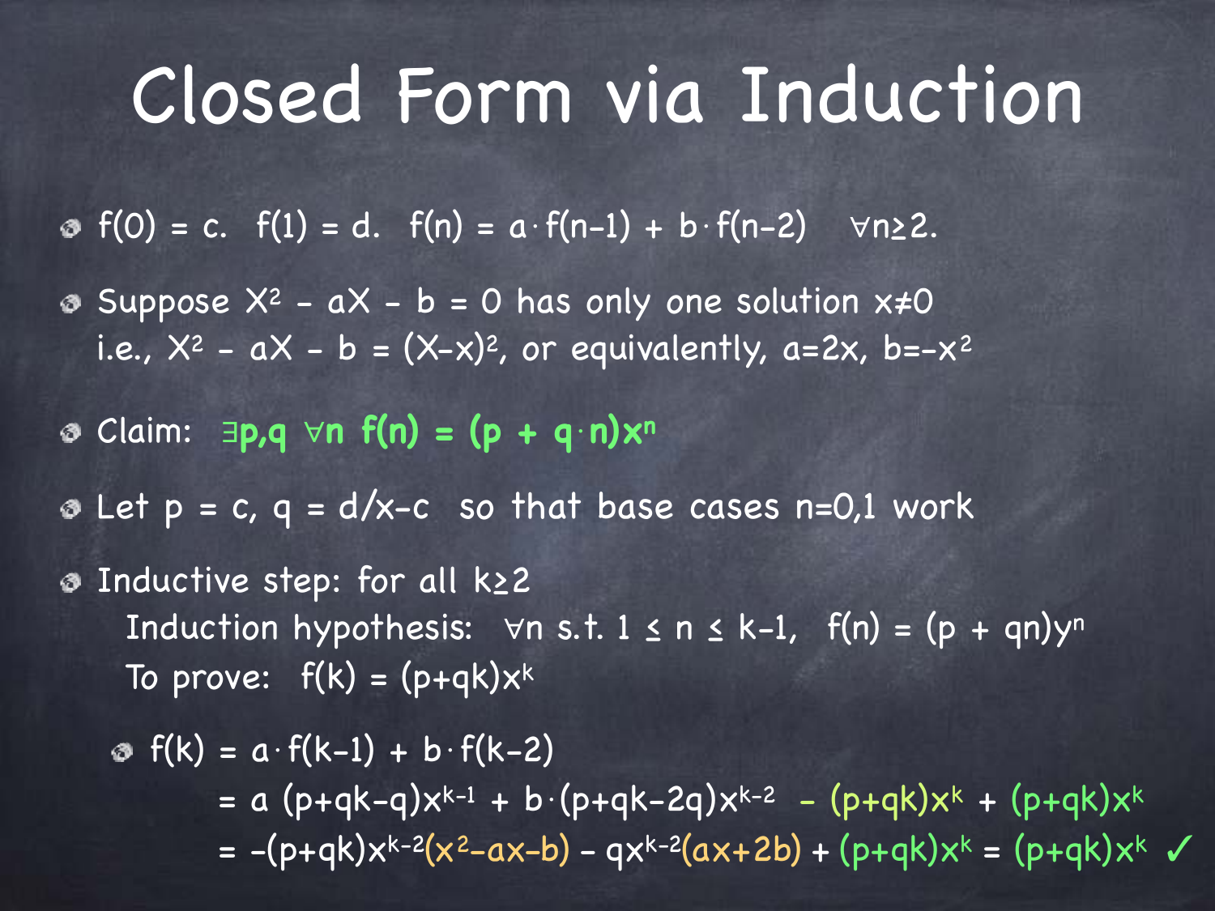# Closed Form via Induction

- $f(0) = c$. $f(1) = d$. $f(n) = a \cdot f(n-1) + b \cdot f(n-2) \quad \forall n \geq 2$.
- Suppose $X^2 - aX - b = 0$ has only one solution $x \neq 0$
  i.e., $X^2 - aX - b = (X-x)^2$, or equivalently, $a=2x$, $b=-x^2$
- Claim: $\exists p,q \; \forall n \; f(n) = (p + q \cdot n)x^n$
- Let $p = c$, $q = d/x-c$ so that base cases $n=0,1$ work
- Inductive step: for all $k \geq 2$
  Induction hypothesis: $\forall n$ s.t. $1 \leq n \leq k-1$, $f(n) = (p + qn)y^n$
  To prove: $f(k) = (p+qk)x^k$
  - $f(k) = a \cdot f(k-1) + b \cdot f(k-2)$

$$= a\,(p+qk-q)x^{k-1} + b \cdot (p+qk-2q)x^{k-2} - (p+qk)x^k + (p+qk)x^k$$

$$= -(p+qk)x^{k-2}(x^2-ax-b) - qx^{k-2}(ax+2b) + (p+qk)x^k = (p+qk)x^k \; ✓$$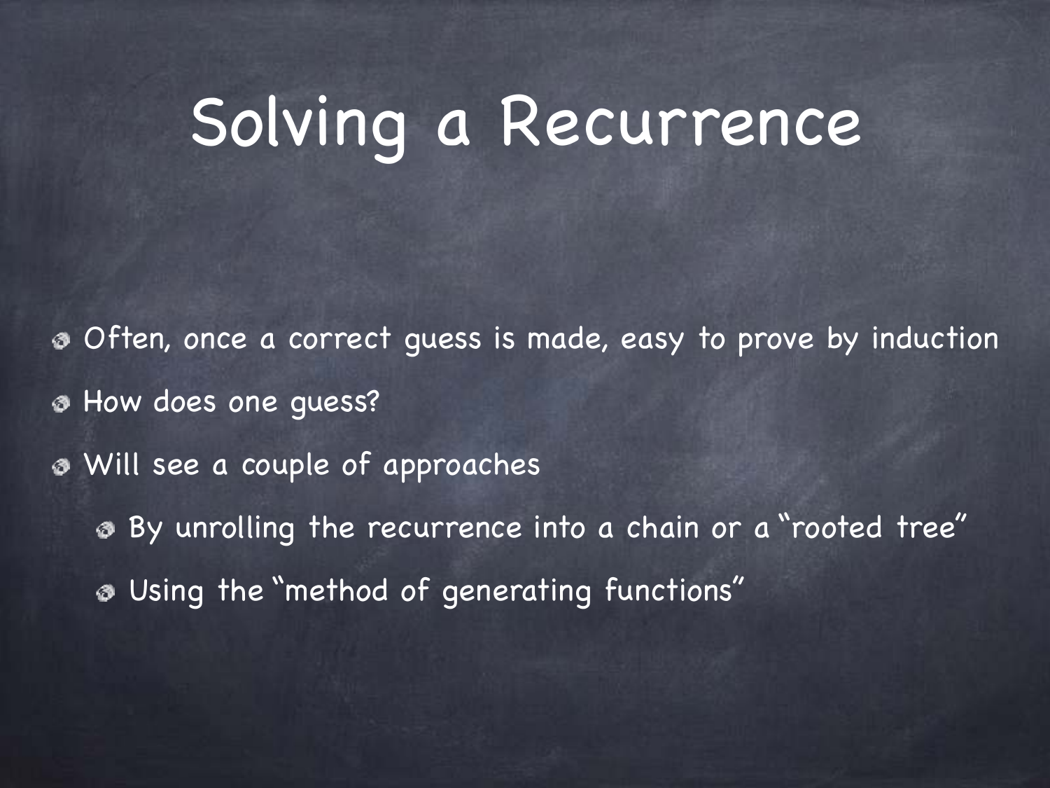# Solving a Recurrence

- Often, once a correct guess is made, easy to prove by induction
- How does one guess?
- Will see a couple of approaches
  - By unrolling the recurrence into a chain or a "rooted tree"
  - Using the "method of generating functions"